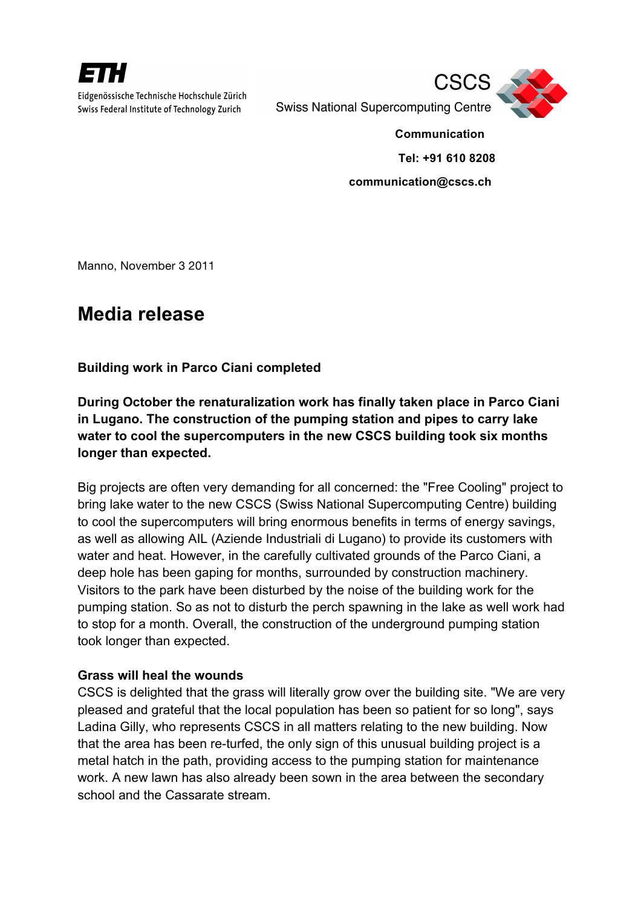Eidgenössische Technische Hochschule Zürich
Swiss Federal Institute of Technology Zurich

CSCS
Swiss National Supercomputing Centre

**Communication**

**Tel: +91 610 8208**

**communication@cscs.ch**

Manno, November 3 2011

# Media release

**Building work in Parco Ciani completed**

**During October the renaturalization work has finally taken place in Parco Ciani in Lugano. The construction of the pumping station and pipes to carry lake water to cool the supercomputers in the new CSCS building took six months longer than expected.**

Big projects are often very demanding for all concerned: the "Free Cooling" project to bring lake water to the new CSCS (Swiss National Supercomputing Centre) building to cool the supercomputers will bring enormous benefits in terms of energy savings, as well as allowing AIL (Aziende Industriali di Lugano) to provide its customers with water and heat. However, in the carefully cultivated grounds of the Parco Ciani, a deep hole has been gaping for months, surrounded by construction machinery. Visitors to the park have been disturbed by the noise of the building work for the pumping station. So as not to disturb the perch spawning in the lake as well work had to stop for a month. Overall, the construction of the underground pumping station took longer than expected.

**Grass will heal the wounds**

CSCS is delighted that the grass will literally grow over the building site. "We are very pleased and grateful that the local population has been so patient for so long", says Ladina Gilly, who represents CSCS in all matters relating to the new building. Now that the area has been re-turfed, the only sign of this unusual building project is a metal hatch in the path, providing access to the pumping station for maintenance work. A new lawn has also already been sown in the area between the secondary school and the Cassarate stream.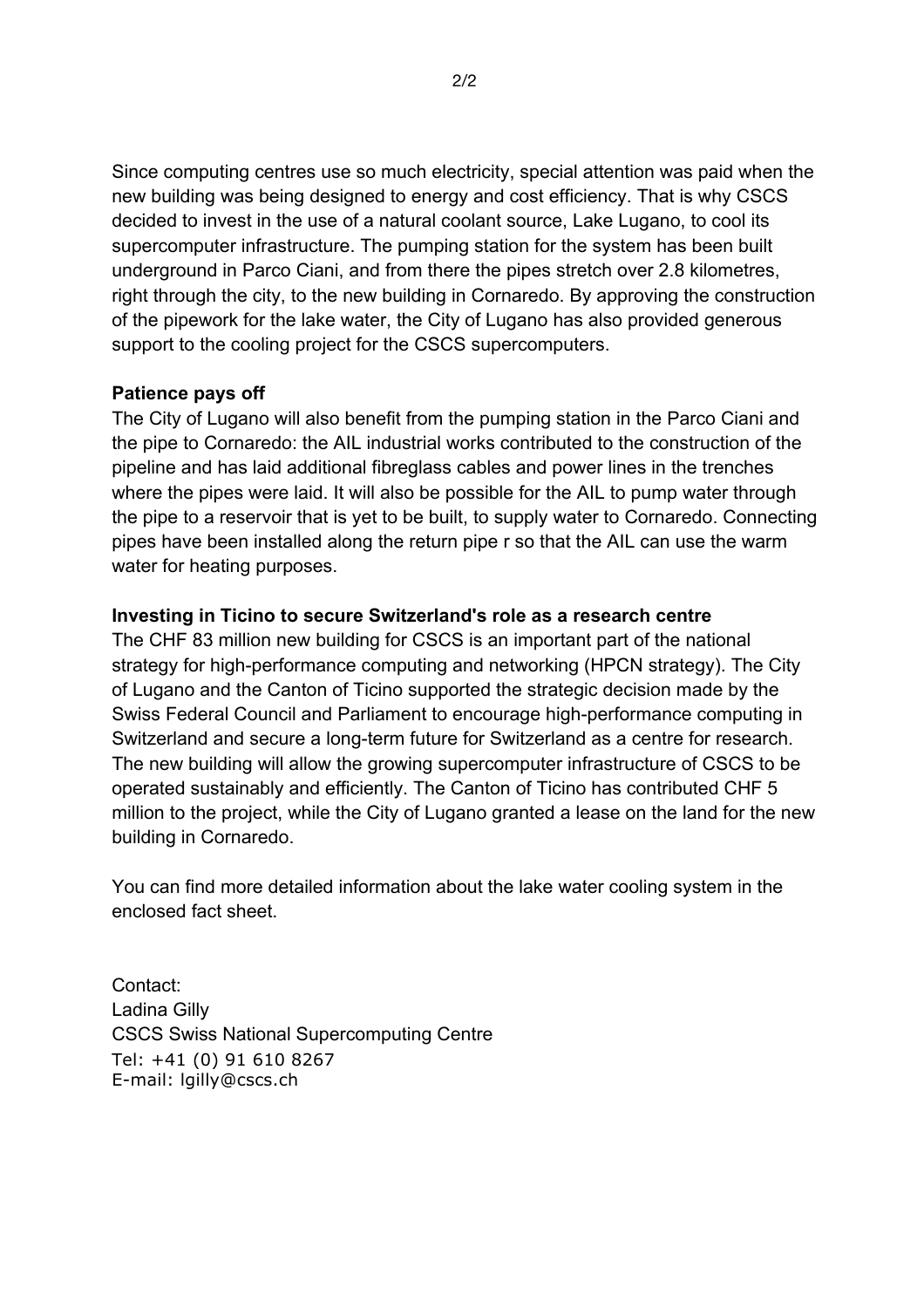Since computing centres use so much electricity, special attention was paid when the new building was being designed to energy and cost efficiency. That is why CSCS decided to invest in the use of a natural coolant source, Lake Lugano, to cool its supercomputer infrastructure. The pumping station for the system has been built underground in Parco Ciani, and from there the pipes stretch over 2.8 kilometres, right through the city, to the new building in Cornaredo. By approving the construction of the pipework for the lake water, the City of Lugano has also provided generous support to the cooling project for the CSCS supercomputers.

**Patience pays off**

The City of Lugano will also benefit from the pumping station in the Parco Ciani and the pipe to Cornaredo: the AIL industrial works contributed to the construction of the pipeline and has laid additional fibreglass cables and power lines in the trenches where the pipes were laid. It will also be possible for the AIL to pump water through the pipe to a reservoir that is yet to be built, to supply water to Cornaredo. Connecting pipes have been installed along the return pipe r so that the AIL can use the warm water for heating purposes.

**Investing in Ticino to secure Switzerland's role as a research centre**

The CHF 83 million new building for CSCS is an important part of the national strategy for high-performance computing and networking (HPCN strategy). The City of Lugano and the Canton of Ticino supported the strategic decision made by the Swiss Federal Council and Parliament to encourage high-performance computing in Switzerland and secure a long-term future for Switzerland as a centre for research. The new building will allow the growing supercomputer infrastructure of CSCS to be operated sustainably and efficiently. The Canton of Ticino has contributed CHF 5 million to the project, while the City of Lugano granted a lease on the land for the new building in Cornaredo.

You can find more detailed information about the lake water cooling system in the enclosed fact sheet.

Contact:
Ladina Gilly
CSCS Swiss National Supercomputing Centre
Tel: +41 (0) 91 610 8267
E-mail: lgilly@cscs.ch